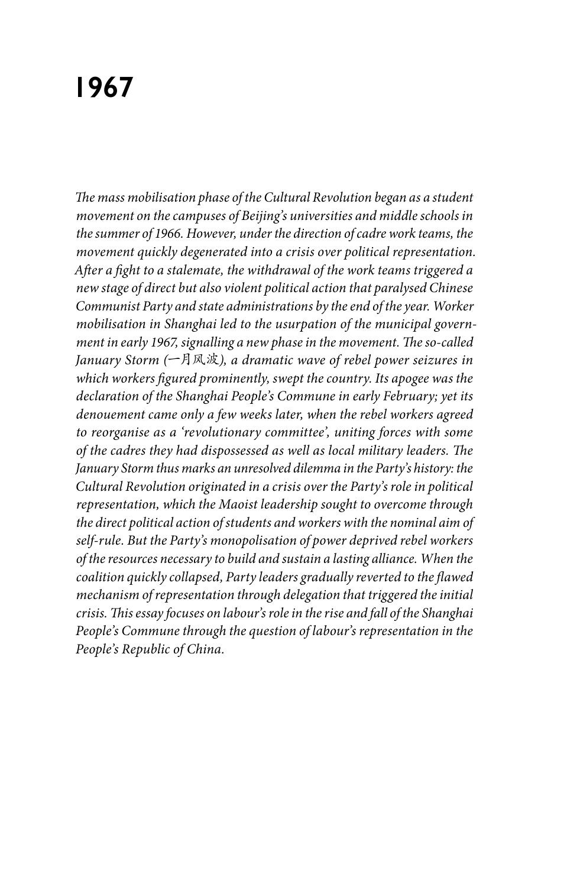# 1967

*The mass mobilisation phase of the Cultural Revolution began as a student movement on the campuses of Beijing's universities and middle schools in the summer of 1966. However, under the direction of cadre work teams, the movement quickly degenerated into a crisis over political representation. After a fight to a stalemate, the withdrawal of the work teams triggered a new stage of direct but also violent political action that paralysed Chinese Communist Party and state administrations by the end of the year. Worker mobilisation in Shanghai led to the usurpation of the municipal government in early 1967, signalling a new phase in the movement. The so-called January Storm (一月风波), a dramatic wave of rebel power seizures in which workers figured prominently, swept the country. Its apogee was the declaration of the Shanghai People's Commune in early February; yet its denouement came only a few weeks later, when the rebel workers agreed to reorganise as a 'revolutionary committee', uniting forces with some of the cadres they had dispossessed as well as local military leaders. The January Storm thus marks an unresolved dilemma in the Party's history: the Cultural Revolution originated in a crisis over the Party's role in political representation, which the Maoist leadership sought to overcome through the direct political action of students and workers with the nominal aim of self-rule. But the Party's monopolisation of power deprived rebel workers of the resources necessary to build and sustain a lasting alliance. When the coalition quickly collapsed, Party leaders gradually reverted to the flawed mechanism of representation through delegation that triggered the initial crisis. This essay focuses on labour's role in the rise and fall of the Shanghai People's Commune through the question of labour's representation in the People's Republic of China.*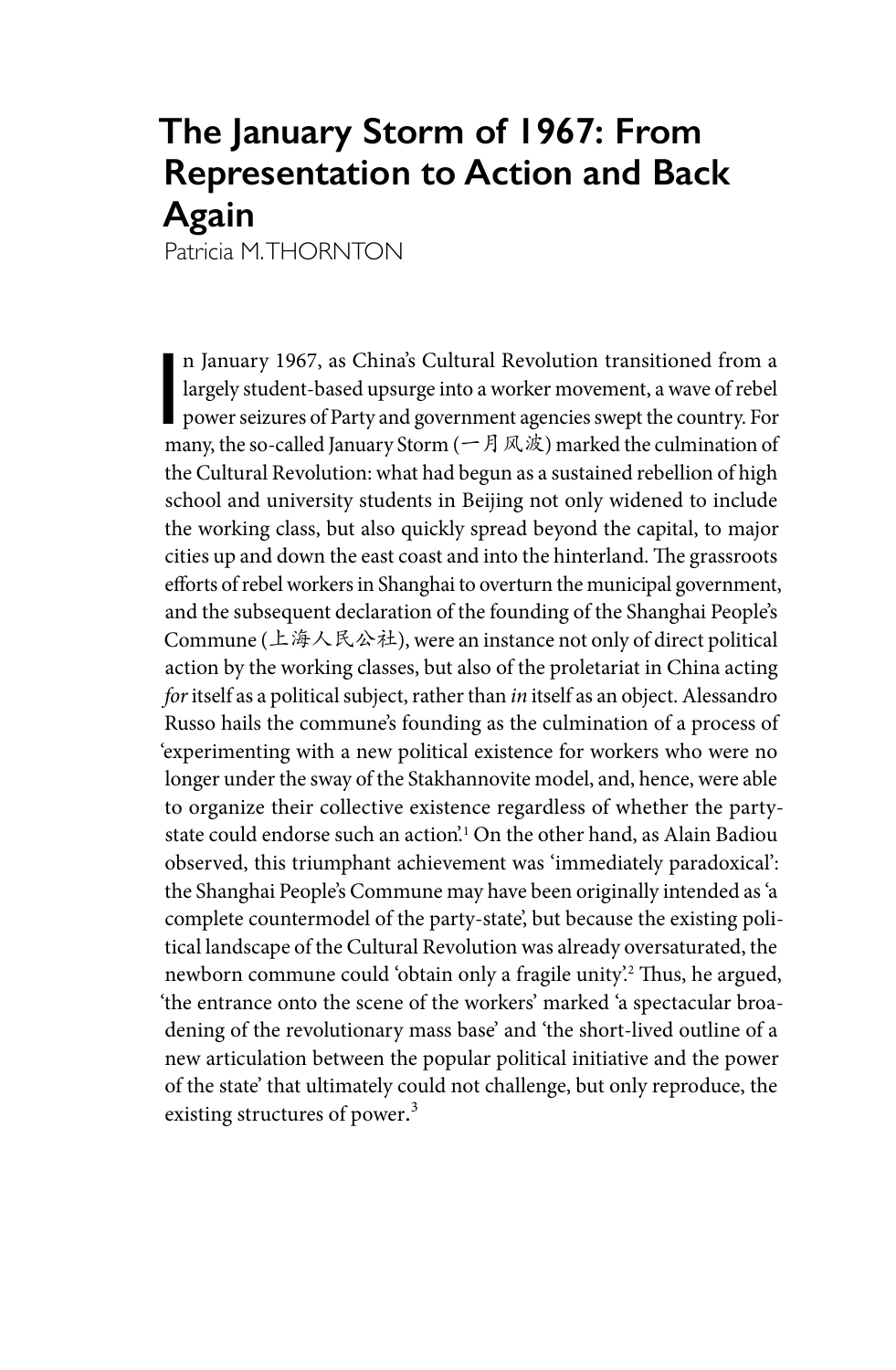# The January Storm of 1967: From Representation to Action and Back Again

Patricia M. THORNTON

In January 1967, as China's Cultural Revolution transitioned from a largely student-based upsurge into a worker movement, a wave of rebel power seizures of Party and government agencies swept the country. For many, the so-called January Storm (一月风波) marked the culmination of the Cultural Revolution: what had begun as a sustained rebellion of high school and university students in Beijing not only widened to include the working class, but also quickly spread beyond the capital, to major cities up and down the east coast and into the hinterland. The grassroots efforts of rebel workers in Shanghai to overturn the municipal government, and the subsequent declaration of the founding of the Shanghai People's Commune (上海人民公社), were an instance not only of direct political action by the working classes, but also of the proletariat in China acting *for* itself as a political subject, rather than *in* itself as an object. Alessandro Russo hails the commune's founding as the culmination of a process of 'experimenting with a new political existence for workers who were no longer under the sway of the Stakhannovite model, and, hence, were able to organize their collective existence regardless of whether the party-state could endorse such an action'.[1] On the other hand, as Alain Badiou observed, this triumphant achievement was 'immediately paradoxical': the Shanghai People's Commune may have been originally intended as 'a complete countermodel of the party-state', but because the existing political landscape of the Cultural Revolution was already oversaturated, the newborn commune could 'obtain only a fragile unity'.[2] Thus, he argued, 'the entrance onto the scene of the workers' marked 'a spectacular broadening of the revolutionary mass base' and 'the short-lived outline of a new articulation between the popular political initiative and the power of the state' that ultimately could not challenge, but only reproduce, the existing structures of power.[3]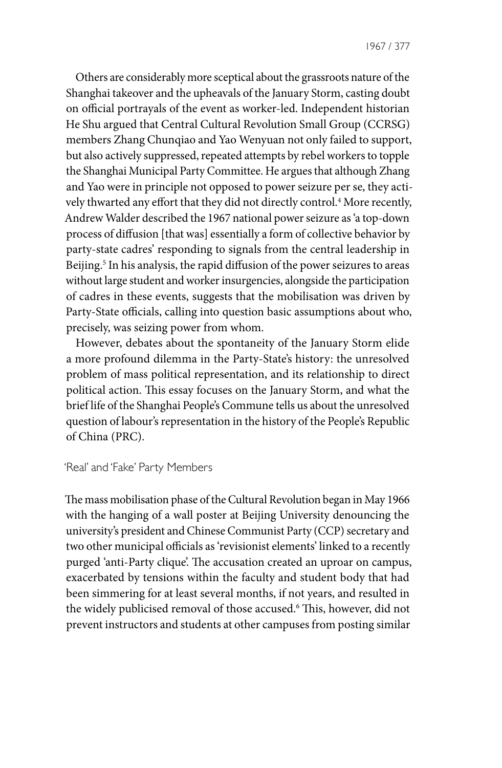Others are considerably more sceptical about the grassroots nature of the Shanghai takeover and the upheavals of the January Storm, casting doubt on official portrayals of the event as worker-led. Independent historian He Shu argued that Central Cultural Revolution Small Group (CCRSG) members Zhang Chunqiao and Yao Wenyuan not only failed to support, but also actively suppressed, repeated attempts by rebel workers to topple the Shanghai Municipal Party Committee. He argues that although Zhang and Yao were in principle not opposed to power seizure per se, they actively thwarted any effort that they did not directly control.[4] More recently, Andrew Walder described the 1967 national power seizure as 'a top-down process of diffusion [that was] essentially a form of collective behavior by party-state cadres' responding to signals from the central leadership in Beijing.[5] In his analysis, the rapid diffusion of the power seizures to areas without large student and worker insurgencies, alongside the participation of cadres in these events, suggests that the mobilisation was driven by Party-State officials, calling into question basic assumptions about who, precisely, was seizing power from whom.

However, debates about the spontaneity of the January Storm elide a more profound dilemma in the Party-State's history: the unresolved problem of mass political representation, and its relationship to direct political action. This essay focuses on the January Storm, and what the brief life of the Shanghai People's Commune tells us about the unresolved question of labour's representation in the history of the People's Republic of China (PRC).

## 'Real' and 'Fake' Party Members

The mass mobilisation phase of the Cultural Revolution began in May 1966 with the hanging of a wall poster at Beijing University denouncing the university's president and Chinese Communist Party (CCP) secretary and two other municipal officials as 'revisionist elements' linked to a recently purged 'anti-Party clique'. The accusation created an uproar on campus, exacerbated by tensions within the faculty and student body that had been simmering for at least several months, if not years, and resulted in the widely publicised removal of those accused.[6] This, however, did not prevent instructors and students at other campuses from posting similar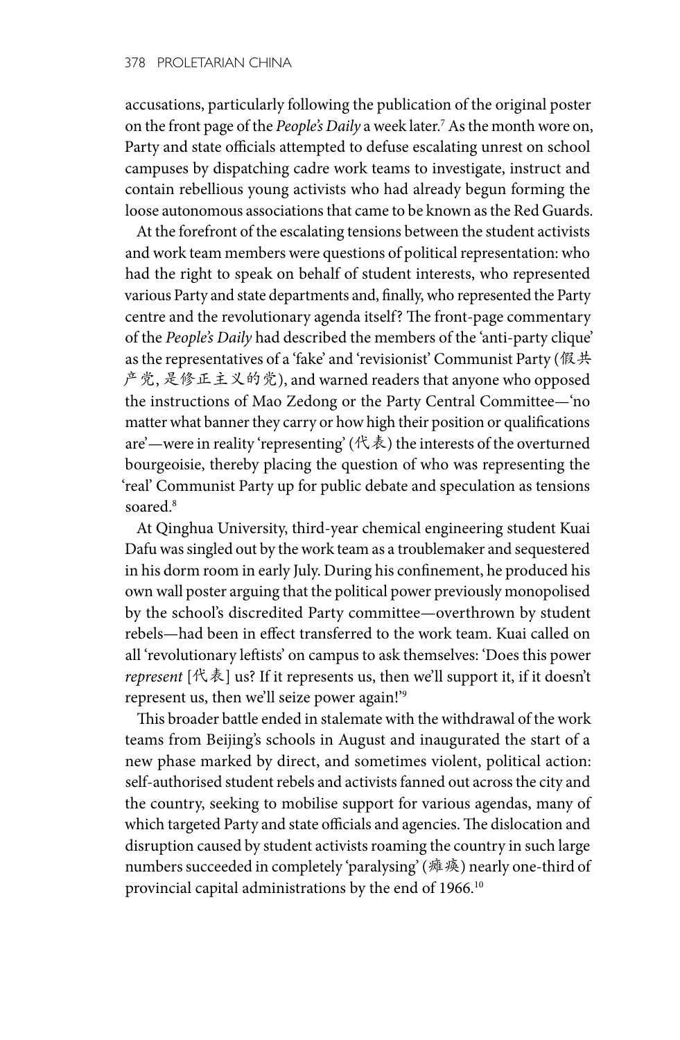accusations, particularly following the publication of the original poster on the front page of the *People's Daily* a week later.[7] As the month wore on, Party and state officials attempted to defuse escalating unrest on school campuses by dispatching cadre work teams to investigate, instruct and contain rebellious young activists who had already begun forming the loose autonomous associations that came to be known as the Red Guards.

At the forefront of the escalating tensions between the student activists and work team members were questions of political representation: who had the right to speak on behalf of student interests, who represented various Party and state departments and, finally, who represented the Party centre and the revolutionary agenda itself? The front-page commentary of the *People's Daily* had described the members of the 'anti-party clique' as the representatives of a 'fake' and 'revisionist' Communist Party (假共产党, 是修正主义的党), and warned readers that anyone who opposed the instructions of Mao Zedong or the Party Central Committee—'no matter what banner they carry or how high their position or qualifications are'—were in reality 'representing' (代表) the interests of the overturned bourgeoisie, thereby placing the question of who was representing the 'real' Communist Party up for public debate and speculation as tensions soared.[8]

At Qinghua University, third-year chemical engineering student Kuai Dafu was singled out by the work team as a troublemaker and sequestered in his dorm room in early July. During his confinement, he produced his own wall poster arguing that the political power previously monopolised by the school's discredited Party committee—overthrown by student rebels—had been in effect transferred to the work team. Kuai called on all 'revolutionary leftists' on campus to ask themselves: 'Does this power *represent* [代表] us? If it represents us, then we'll support it, if it doesn't represent us, then we'll seize power again!'[9]

This broader battle ended in stalemate with the withdrawal of the work teams from Beijing's schools in August and inaugurated the start of a new phase marked by direct, and sometimes violent, political action: self-authorised student rebels and activists fanned out across the city and the country, seeking to mobilise support for various agendas, many of which targeted Party and state officials and agencies. The dislocation and disruption caused by student activists roaming the country in such large numbers succeeded in completely 'paralysing' (瘫痪) nearly one-third of provincial capital administrations by the end of 1966.[10]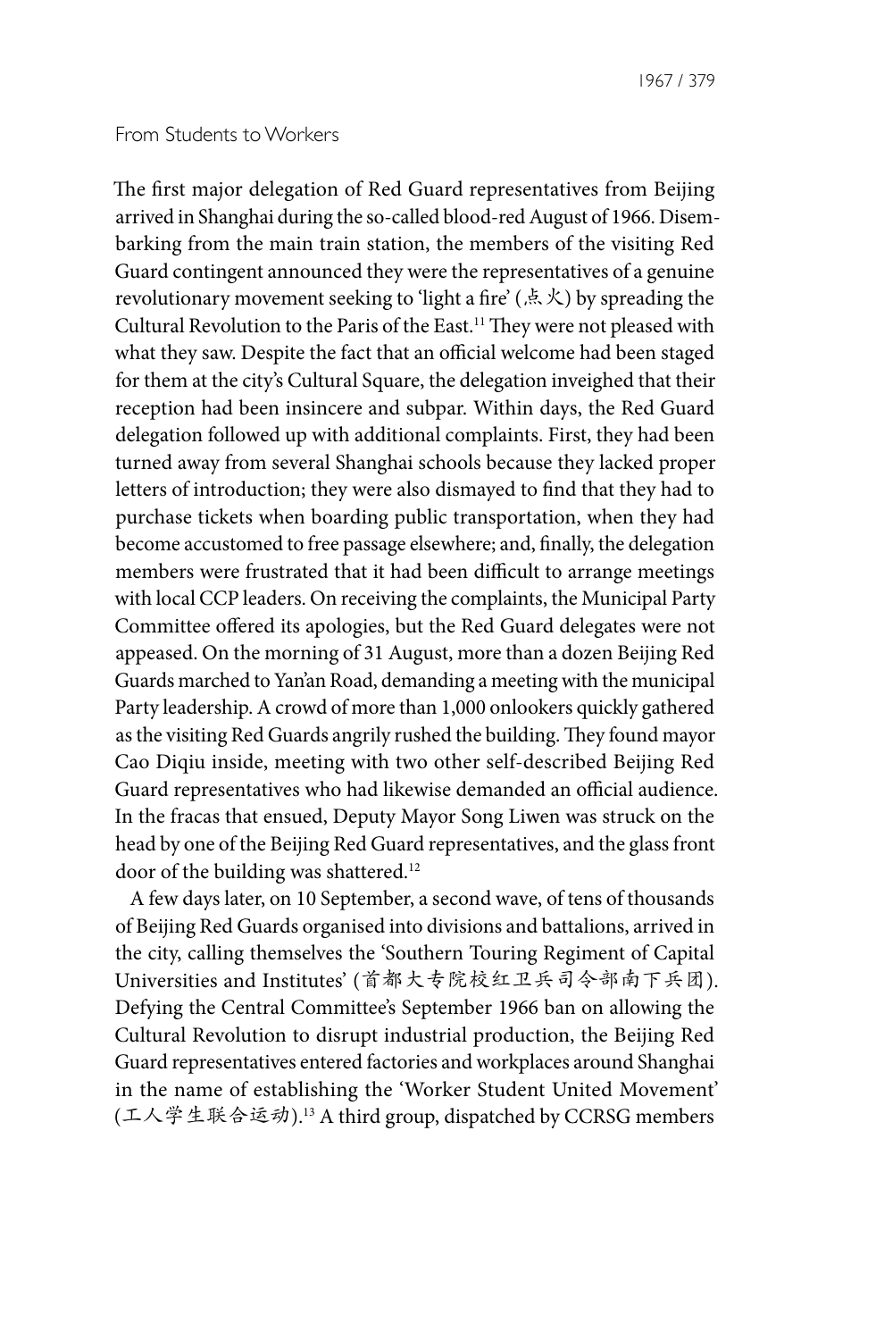## From Students to Workers

The first major delegation of Red Guard representatives from Beijing arrived in Shanghai during the so-called blood-red August of 1966. Disembarking from the main train station, the members of the visiting Red Guard contingent announced they were the representatives of a genuine revolutionary movement seeking to 'light a fire' (点火) by spreading the Cultural Revolution to the Paris of the East.[11] They were not pleased with what they saw. Despite the fact that an official welcome had been staged for them at the city's Cultural Square, the delegation inveighed that their reception had been insincere and subpar. Within days, the Red Guard delegation followed up with additional complaints. First, they had been turned away from several Shanghai schools because they lacked proper letters of introduction; they were also dismayed to find that they had to purchase tickets when boarding public transportation, when they had become accustomed to free passage elsewhere; and, finally, the delegation members were frustrated that it had been difficult to arrange meetings with local CCP leaders. On receiving the complaints, the Municipal Party Committee offered its apologies, but the Red Guard delegates were not appeased. On the morning of 31 August, more than a dozen Beijing Red Guards marched to Yan'an Road, demanding a meeting with the municipal Party leadership. A crowd of more than 1,000 onlookers quickly gathered as the visiting Red Guards angrily rushed the building. They found mayor Cao Diqiu inside, meeting with two other self-described Beijing Red Guard representatives who had likewise demanded an official audience. In the fracas that ensued, Deputy Mayor Song Liwen was struck on the head by one of the Beijing Red Guard representatives, and the glass front door of the building was shattered.[12]

A few days later, on 10 September, a second wave, of tens of thousands of Beijing Red Guards organised into divisions and battalions, arrived in the city, calling themselves the 'Southern Touring Regiment of Capital Universities and Institutes' (首都大专院校红卫兵司令部南下兵团). Defying the Central Committee's September 1966 ban on allowing the Cultural Revolution to disrupt industrial production, the Beijing Red Guard representatives entered factories and workplaces around Shanghai in the name of establishing the 'Worker Student United Movement' (工人学生联合运动).[13] A third group, dispatched by CCRSG members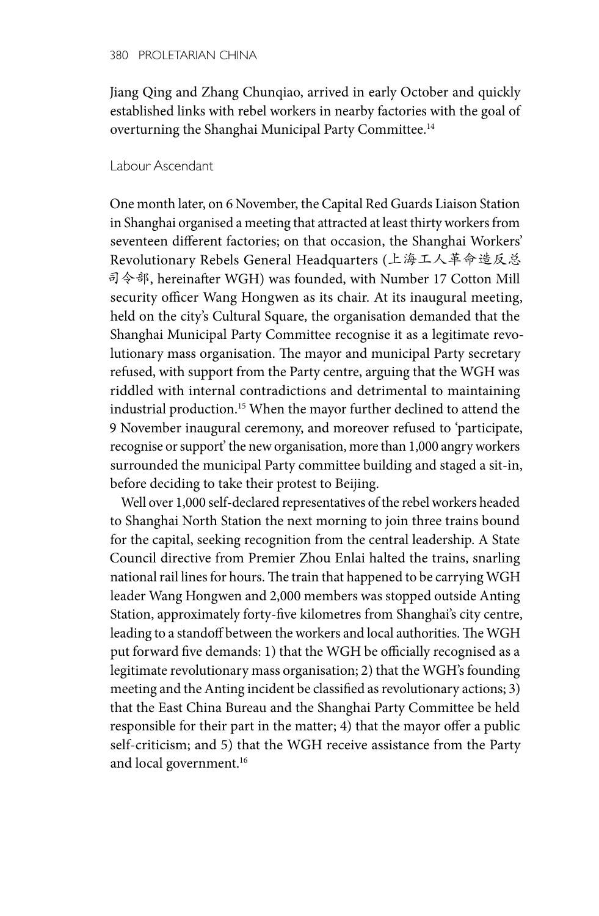Jiang Qing and Zhang Chunqiao, arrived in early October and quickly established links with rebel workers in nearby factories with the goal of overturning the Shanghai Municipal Party Committee.[14]

## Labour Ascendant

One month later, on 6 November, the Capital Red Guards Liaison Station in Shanghai organised a meeting that attracted at least thirty workers from seventeen different factories; on that occasion, the Shanghai Workers' Revolutionary Rebels General Headquarters (上海工人革命造反总司令部, hereinafter WGH) was founded, with Number 17 Cotton Mill security officer Wang Hongwen as its chair. At its inaugural meeting, held on the city's Cultural Square, the organisation demanded that the Shanghai Municipal Party Committee recognise it as a legitimate revolutionary mass organisation. The mayor and municipal Party secretary refused, with support from the Party centre, arguing that the WGH was riddled with internal contradictions and detrimental to maintaining industrial production.[15] When the mayor further declined to attend the 9 November inaugural ceremony, and moreover refused to 'participate, recognise or support' the new organisation, more than 1,000 angry workers surrounded the municipal Party committee building and staged a sit-in, before deciding to take their protest to Beijing.

Well over 1,000 self-declared representatives of the rebel workers headed to Shanghai North Station the next morning to join three trains bound for the capital, seeking recognition from the central leadership. A State Council directive from Premier Zhou Enlai halted the trains, snarling national rail lines for hours. The train that happened to be carrying WGH leader Wang Hongwen and 2,000 members was stopped outside Anting Station, approximately forty-five kilometres from Shanghai's city centre, leading to a standoff between the workers and local authorities. The WGH put forward five demands: 1) that the WGH be officially recognised as a legitimate revolutionary mass organisation; 2) that the WGH's founding meeting and the Anting incident be classified as revolutionary actions; 3) that the East China Bureau and the Shanghai Party Committee be held responsible for their part in the matter; 4) that the mayor offer a public self-criticism; and 5) that the WGH receive assistance from the Party and local government.[16]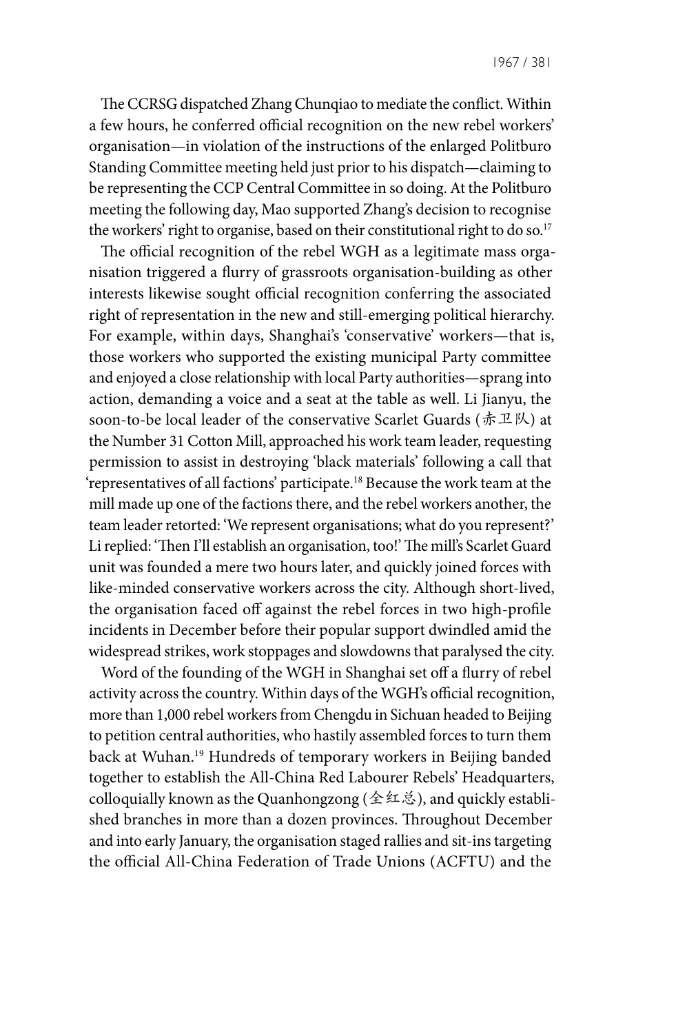The CCRSG dispatched Zhang Chunqiao to mediate the conflict. Within a few hours, he conferred official recognition on the new rebel workers' organisation—in violation of the instructions of the enlarged Politburo Standing Committee meeting held just prior to his dispatch—claiming to be representing the CCP Central Committee in so doing. At the Politburo meeting the following day, Mao supported Zhang's decision to recognise the workers' right to organise, based on their constitutional right to do so.[17]

The official recognition of the rebel WGH as a legitimate mass organisation triggered a flurry of grassroots organisation-building as other interests likewise sought official recognition conferring the associated right of representation in the new and still-emerging political hierarchy. For example, within days, Shanghai's 'conservative' workers—that is, those workers who supported the existing municipal Party committee and enjoyed a close relationship with local Party authorities—sprang into action, demanding a voice and a seat at the table as well. Li Jianyu, the soon-to-be local leader of the conservative Scarlet Guards (赤卫队) at the Number 31 Cotton Mill, approached his work team leader, requesting permission to assist in destroying 'black materials' following a call that 'representatives of all factions' participate.[18] Because the work team at the mill made up one of the factions there, and the rebel workers another, the team leader retorted: 'We represent organisations; what do you represent?' Li replied: 'Then I'll establish an organisation, too!' The mill's Scarlet Guard unit was founded a mere two hours later, and quickly joined forces with like-minded conservative workers across the city. Although short-lived, the organisation faced off against the rebel forces in two high-profile incidents in December before their popular support dwindled amid the widespread strikes, work stoppages and slowdowns that paralysed the city.

Word of the founding of the WGH in Shanghai set off a flurry of rebel activity across the country. Within days of the WGH's official recognition, more than 1,000 rebel workers from Chengdu in Sichuan headed to Beijing to petition central authorities, who hastily assembled forces to turn them back at Wuhan.[19] Hundreds of temporary workers in Beijing banded together to establish the All-China Red Labourer Rebels' Headquarters, colloquially known as the Quanhongzong (全红总), and quickly established branches in more than a dozen provinces. Throughout December and into early January, the organisation staged rallies and sit-ins targeting the official All-China Federation of Trade Unions (ACFTU) and the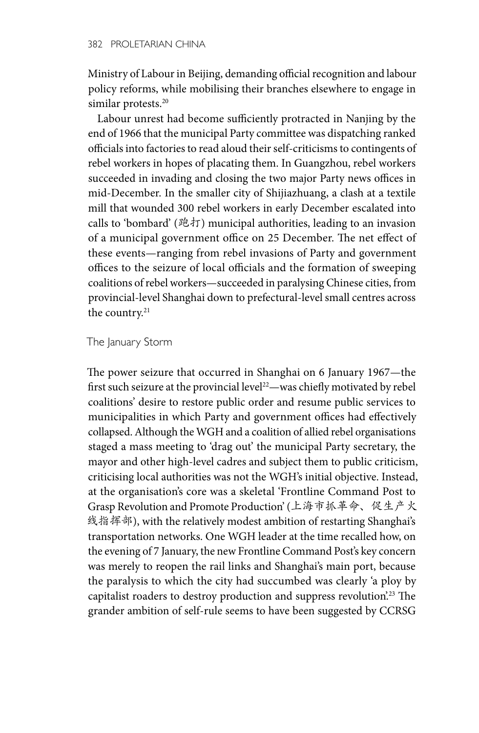Ministry of Labour in Beijing, demanding official recognition and labour policy reforms, while mobilising their branches elsewhere to engage in similar protests.[20]

Labour unrest had become sufficiently protracted in Nanjing by the end of 1966 that the municipal Party committee was dispatching ranked officials into factories to read aloud their self-criticisms to contingents of rebel workers in hopes of placating them. In Guangzhou, rebel workers succeeded in invading and closing the two major Party news offices in mid-December. In the smaller city of Shijiazhuang, a clash at a textile mill that wounded 300 rebel workers in early December escalated into calls to 'bombard' (跑打) municipal authorities, leading to an invasion of a municipal government office on 25 December. The net effect of these events—ranging from rebel invasions of Party and government offices to the seizure of local officials and the formation of sweeping coalitions of rebel workers—succeeded in paralysing Chinese cities, from provincial-level Shanghai down to prefectural-level small centres across the country.[21]

## The January Storm

The power seizure that occurred in Shanghai on 6 January 1967—the first such seizure at the provincial level[22]—was chiefly motivated by rebel coalitions' desire to restore public order and resume public services to municipalities in which Party and government offices had effectively collapsed. Although the WGH and a coalition of allied rebel organisations staged a mass meeting to 'drag out' the municipal Party secretary, the mayor and other high-level cadres and subject them to public criticism, criticising local authorities was not the WGH's initial objective. Instead, at the organisation's core was a skeletal 'Frontline Command Post to Grasp Revolution and Promote Production' (上海市抓革命、促生产火线指挥部), with the relatively modest ambition of restarting Shanghai's transportation networks. One WGH leader at the time recalled how, on the evening of 7 January, the new Frontline Command Post's key concern was merely to reopen the rail links and Shanghai's main port, because the paralysis to which the city had succumbed was clearly 'a ploy by capitalist roaders to destroy production and suppress revolution'.[23] The grander ambition of self-rule seems to have been suggested by CCRSG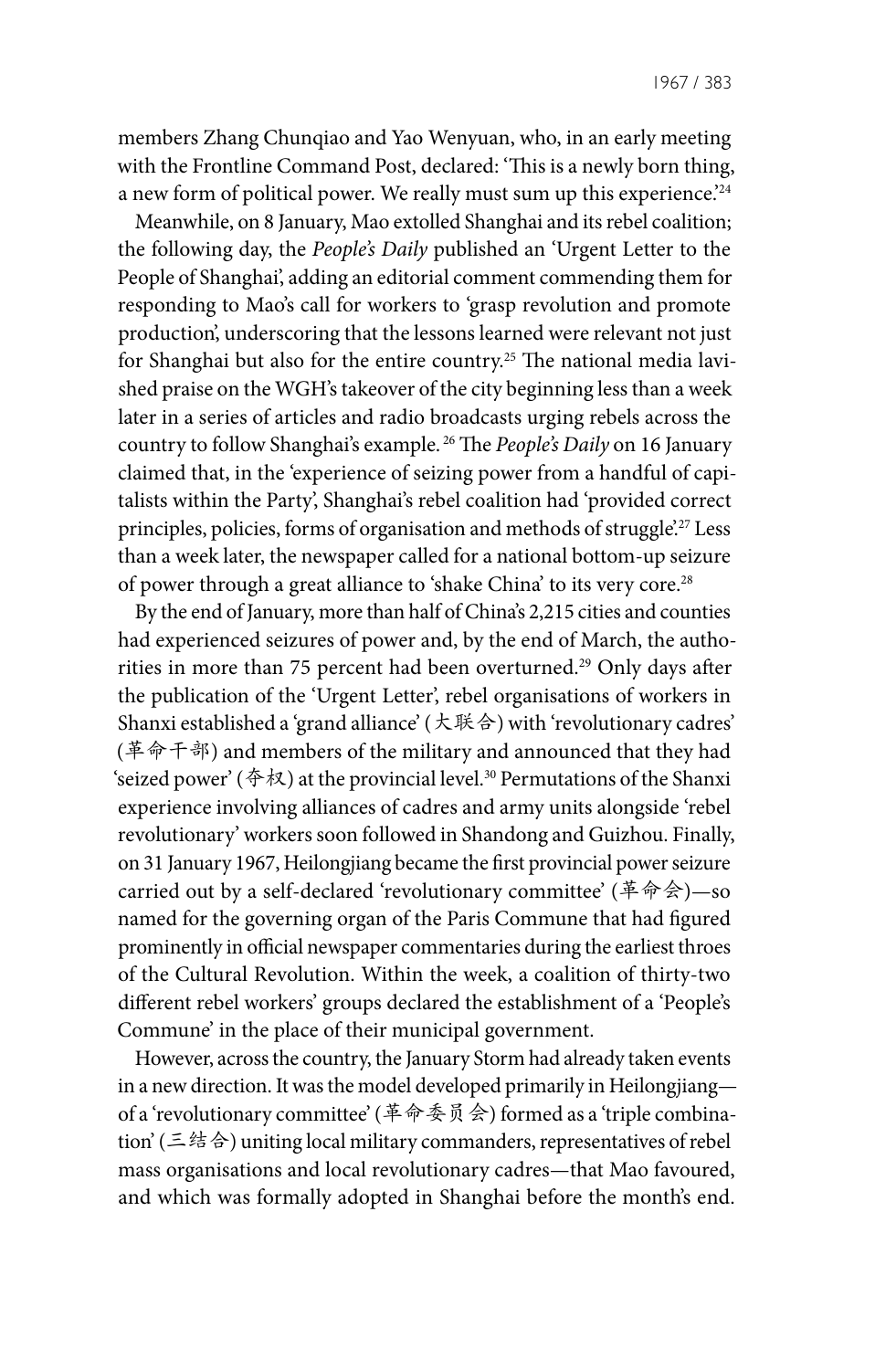members Zhang Chunqiao and Yao Wenyuan, who, in an early meeting with the Frontline Command Post, declared: 'This is a newly born thing, a new form of political power. We really must sum up this experience.'[24]

Meanwhile, on 8 January, Mao extolled Shanghai and its rebel coalition; the following day, the *People's Daily* published an 'Urgent Letter to the People of Shanghai', adding an editorial comment commending them for responding to Mao's call for workers to 'grasp revolution and promote production', underscoring that the lessons learned were relevant not just for Shanghai but also for the entire country.[25] The national media lavished praise on the WGH's takeover of the city beginning less than a week later in a series of articles and radio broadcasts urging rebels across the country to follow Shanghai's example.[26] The *People's Daily* on 16 January claimed that, in the 'experience of seizing power from a handful of capitalists within the Party', Shanghai's rebel coalition had 'provided correct principles, policies, forms of organisation and methods of struggle'.[27] Less than a week later, the newspaper called for a national bottom-up seizure of power through a great alliance to 'shake China' to its very core.[28]

By the end of January, more than half of China's 2,215 cities and counties had experienced seizures of power and, by the end of March, the authorities in more than 75 percent had been overturned.[29] Only days after the publication of the 'Urgent Letter', rebel organisations of workers in Shanxi established a 'grand alliance' (大联合) with 'revolutionary cadres' (革命干部) and members of the military and announced that they had 'seized power' (夺权) at the provincial level.[30] Permutations of the Shanxi experience involving alliances of cadres and army units alongside 'rebel revolutionary' workers soon followed in Shandong and Guizhou. Finally, on 31 January 1967, Heilongjiang became the first provincial power seizure carried out by a self-declared 'revolutionary committee' (革命会)—so named for the governing organ of the Paris Commune that had figured prominently in official newspaper commentaries during the earliest throes of the Cultural Revolution. Within the week, a coalition of thirty-two different rebel workers' groups declared the establishment of a 'People's Commune' in the place of their municipal government.

However, across the country, the January Storm had already taken events in a new direction. It was the model developed primarily in Heilongjiang—of a 'revolutionary committee' (革命委员会) formed as a 'triple combination' (三结合) uniting local military commanders, representatives of rebel mass organisations and local revolutionary cadres—that Mao favoured, and which was formally adopted in Shanghai before the month's end.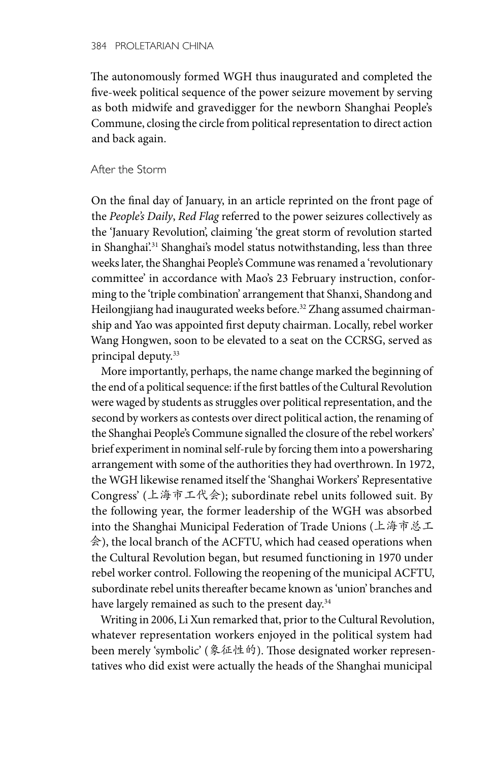The autonomously formed WGH thus inaugurated and completed the five-week political sequence of the power seizure movement by serving as both midwife and gravedigger for the newborn Shanghai People's Commune, closing the circle from political representation to direct action and back again.

## After the Storm

On the final day of January, in an article reprinted on the front page of the *People's Daily*, *Red Flag* referred to the power seizures collectively as the 'January Revolution', claiming 'the great storm of revolution started in Shanghai'.[31] Shanghai's model status notwithstanding, less than three weeks later, the Shanghai People's Commune was renamed a 'revolutionary committee' in accordance with Mao's 23 February instruction, conforming to the 'triple combination' arrangement that Shanxi, Shandong and Heilongjiang had inaugurated weeks before.[32] Zhang assumed chairmanship and Yao was appointed first deputy chairman. Locally, rebel worker Wang Hongwen, soon to be elevated to a seat on the CCRSG, served as principal deputy.[33]

More importantly, perhaps, the name change marked the beginning of the end of a political sequence: if the first battles of the Cultural Revolution were waged by students as struggles over political representation, and the second by workers as contests over direct political action, the renaming of the Shanghai People's Commune signalled the closure of the rebel workers' brief experiment in nominal self-rule by forcing them into a powersharing arrangement with some of the authorities they had overthrown. In 1972, the WGH likewise renamed itself the 'Shanghai Workers' Representative Congress' (上海市工代会); subordinate rebel units followed suit. By the following year, the former leadership of the WGH was absorbed into the Shanghai Municipal Federation of Trade Unions (上海市总工会), the local branch of the ACFTU, which had ceased operations when the Cultural Revolution began, but resumed functioning in 1970 under rebel worker control. Following the reopening of the municipal ACFTU, subordinate rebel units thereafter became known as 'union' branches and have largely remained as such to the present day.[34]

Writing in 2006, Li Xun remarked that, prior to the Cultural Revolution, whatever representation workers enjoyed in the political system had been merely 'symbolic' (象征性的). Those designated worker representatives who did exist were actually the heads of the Shanghai municipal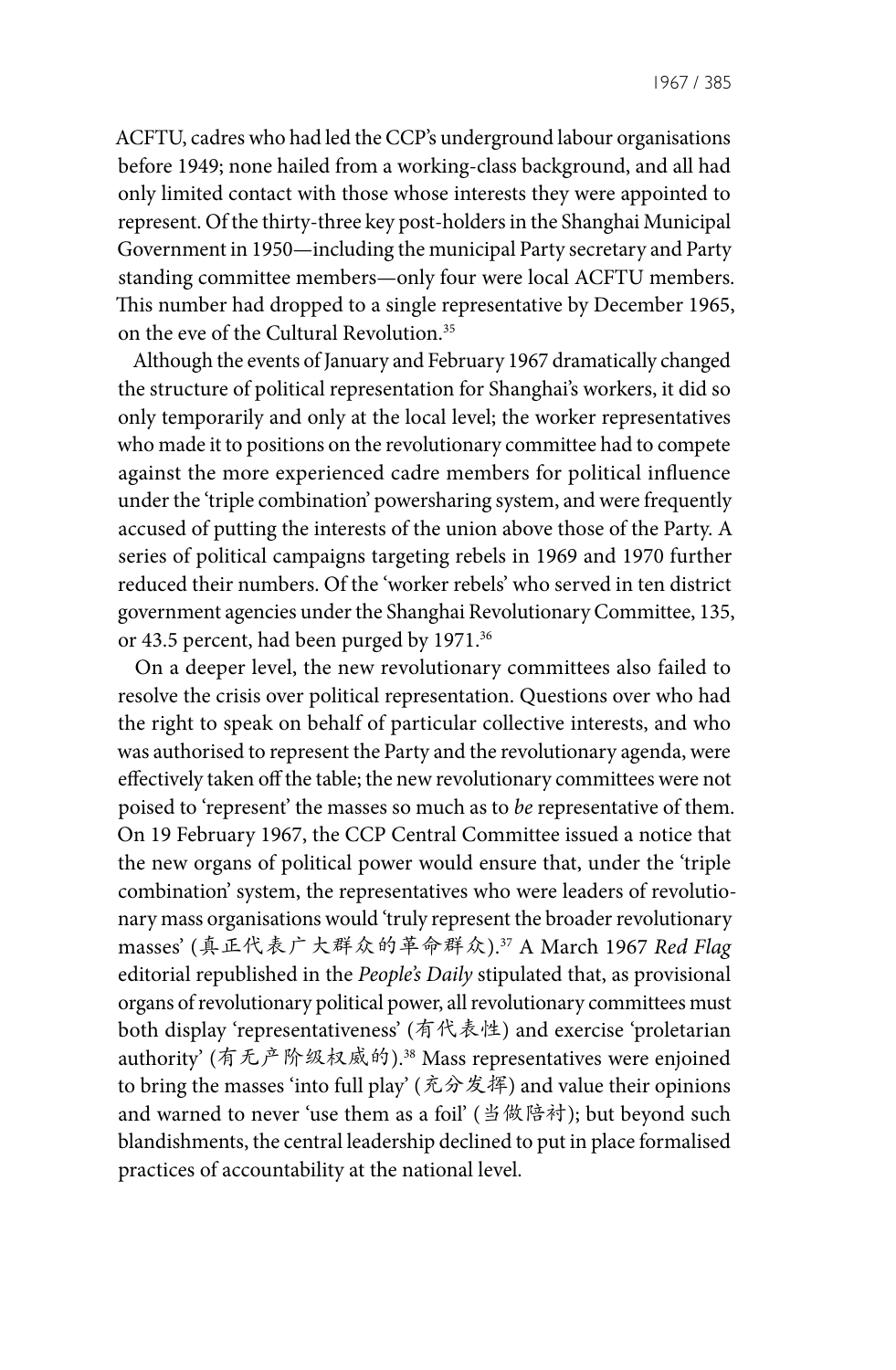ACFTU, cadres who had led the CCP's underground labour organisations before 1949; none hailed from a working-class background, and all had only limited contact with those whose interests they were appointed to represent. Of the thirty-three key post-holders in the Shanghai Municipal Government in 1950—including the municipal Party secretary and Party standing committee members—only four were local ACFTU members. This number had dropped to a single representative by December 1965, on the eve of the Cultural Revolution.[35]

Although the events of January and February 1967 dramatically changed the structure of political representation for Shanghai's workers, it did so only temporarily and only at the local level; the worker representatives who made it to positions on the revolutionary committee had to compete against the more experienced cadre members for political influence under the 'triple combination' powersharing system, and were frequently accused of putting the interests of the union above those of the Party. A series of political campaigns targeting rebels in 1969 and 1970 further reduced their numbers. Of the 'worker rebels' who served in ten district government agencies under the Shanghai Revolutionary Committee, 135, or 43.5 percent, had been purged by 1971.[36]

On a deeper level, the new revolutionary committees also failed to resolve the crisis over political representation. Questions over who had the right to speak on behalf of particular collective interests, and who was authorised to represent the Party and the revolutionary agenda, were effectively taken off the table; the new revolutionary committees were not poised to 'represent' the masses so much as to *be* representative of them. On 19 February 1967, the CCP Central Committee issued a notice that the new organs of political power would ensure that, under the 'triple combination' system, the representatives who were leaders of revolutionary mass organisations would 'truly represent the broader revolutionary masses' (真正代表广大群众的革命群众).[37] A March 1967 *Red Flag* editorial republished in the *People's Daily* stipulated that, as provisional organs of revolutionary political power, all revolutionary committees must both display 'representativeness' (有代表性) and exercise 'proletarian authority' (有无产阶级权威的).[38] Mass representatives were enjoined to bring the masses 'into full play' (充分发挥) and value their opinions and warned to never 'use them as a foil' (当做陪衬); but beyond such blandishments, the central leadership declined to put in place formalised practices of accountability at the national level.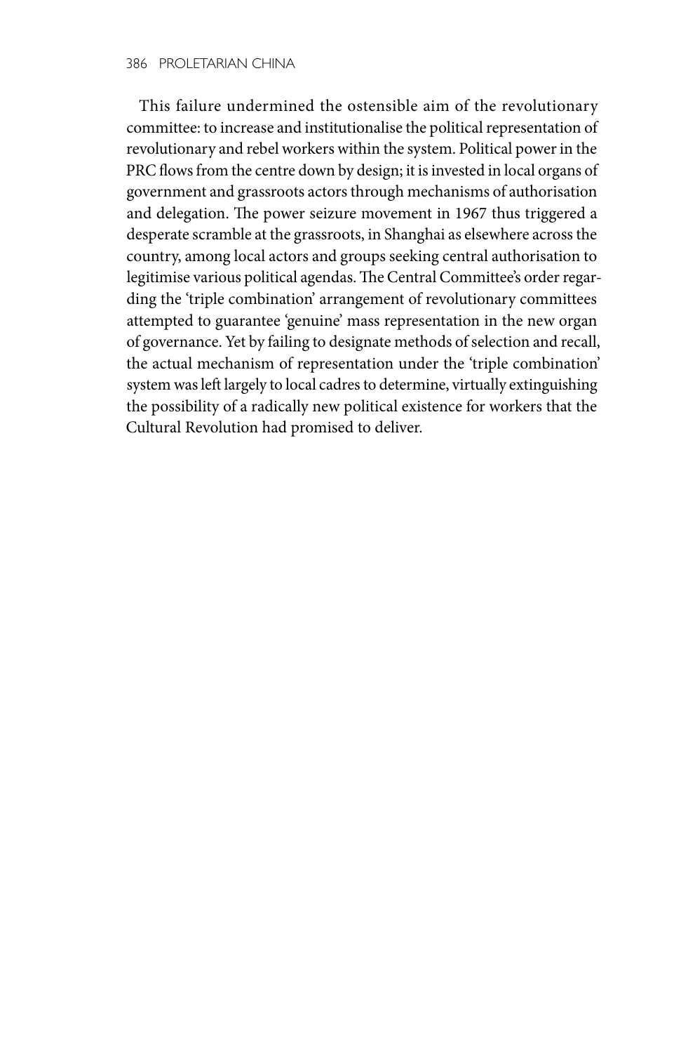This failure undermined the ostensible aim of the revolutionary committee: to increase and institutionalise the political representation of revolutionary and rebel workers within the system. Political power in the PRC flows from the centre down by design; it is invested in local organs of government and grassroots actors through mechanisms of authorisation and delegation. The power seizure movement in 1967 thus triggered a desperate scramble at the grassroots, in Shanghai as elsewhere across the country, among local actors and groups seeking central authorisation to legitimise various political agendas. The Central Committee's order regarding the 'triple combination' arrangement of revolutionary committees attempted to guarantee 'genuine' mass representation in the new organ of governance. Yet by failing to designate methods of selection and recall, the actual mechanism of representation under the 'triple combination' system was left largely to local cadres to determine, virtually extinguishing the possibility of a radically new political existence for workers that the Cultural Revolution had promised to deliver.